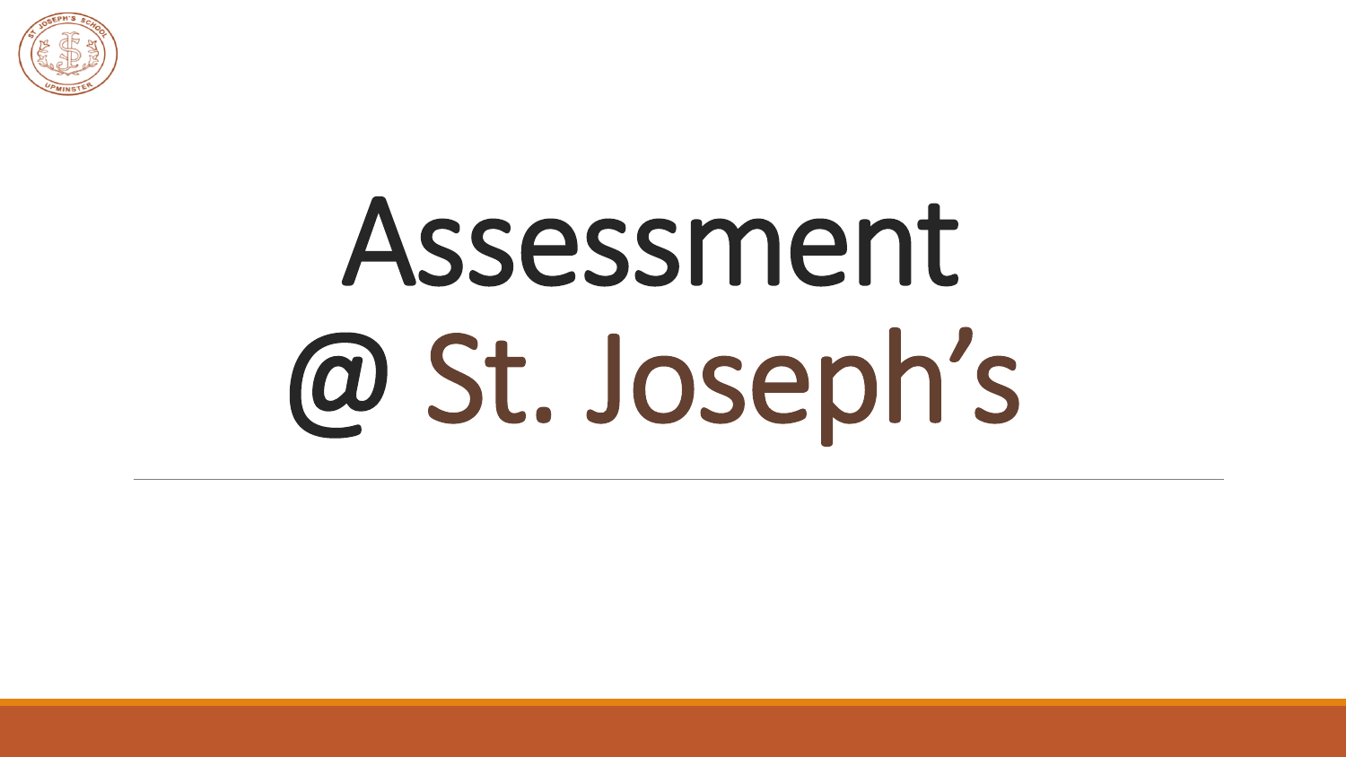# Assessment @ St. Joseph's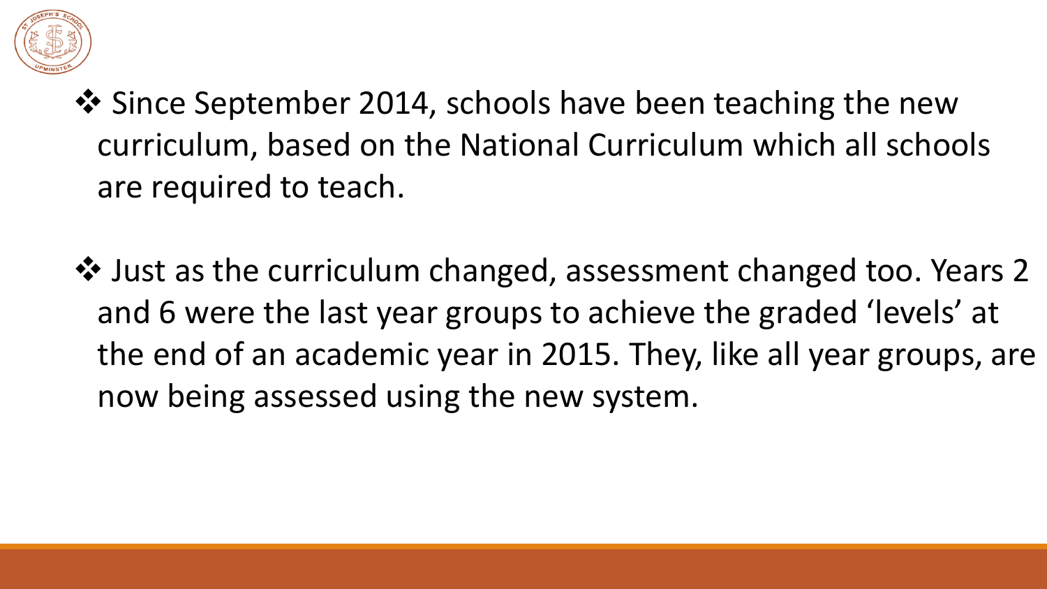- Since September 2014, schools have been teaching the new curriculum, based on the National Curriculum which all schools are required to teach.

- Just as the curriculum changed, assessment changed too. Years 2 and 6 were the last year groups to achieve the graded 'levels' at the end of an academic year in 2015. They, like all year groups, are now being assessed using the new system.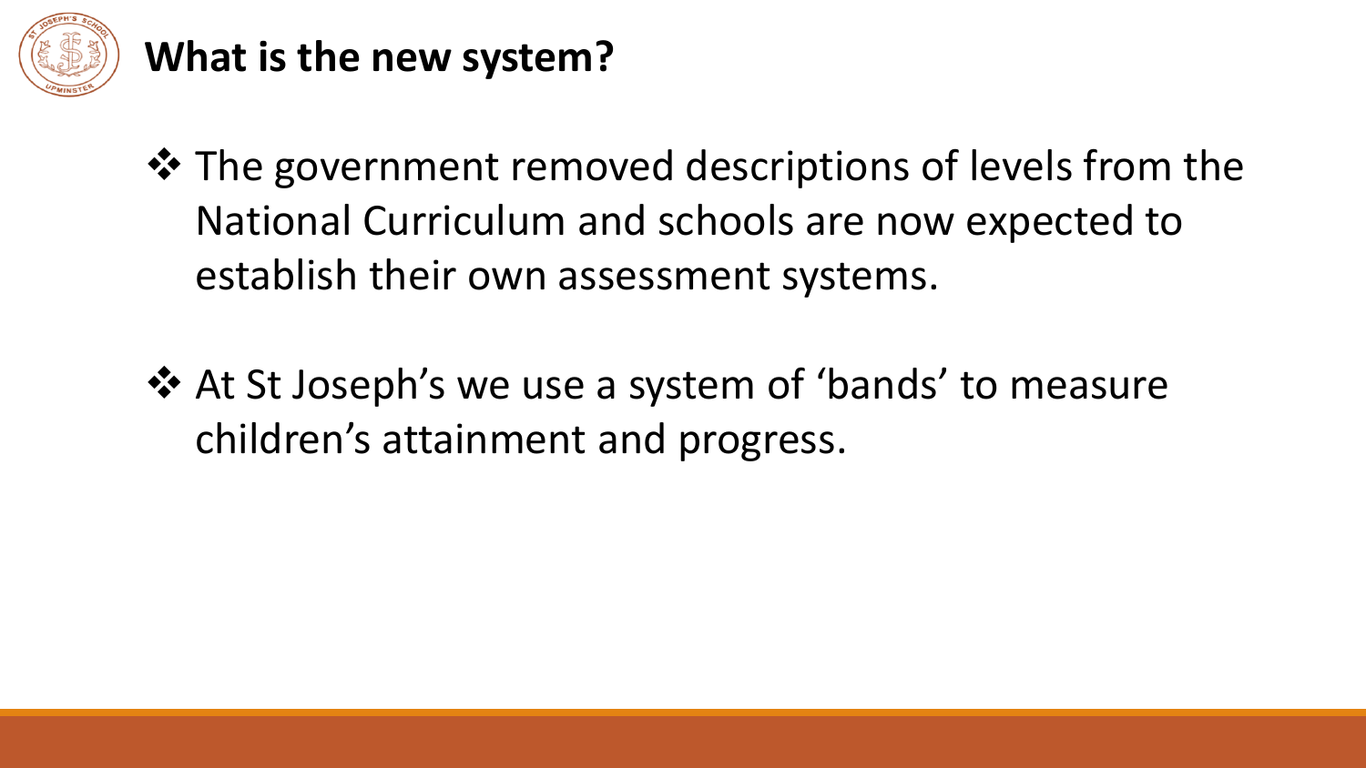## What is the new system?

- The government removed descriptions of levels from the National Curriculum and schools are now expected to establish their own assessment systems.

- At St Joseph's we use a system of 'bands' to measure children's attainment and progress.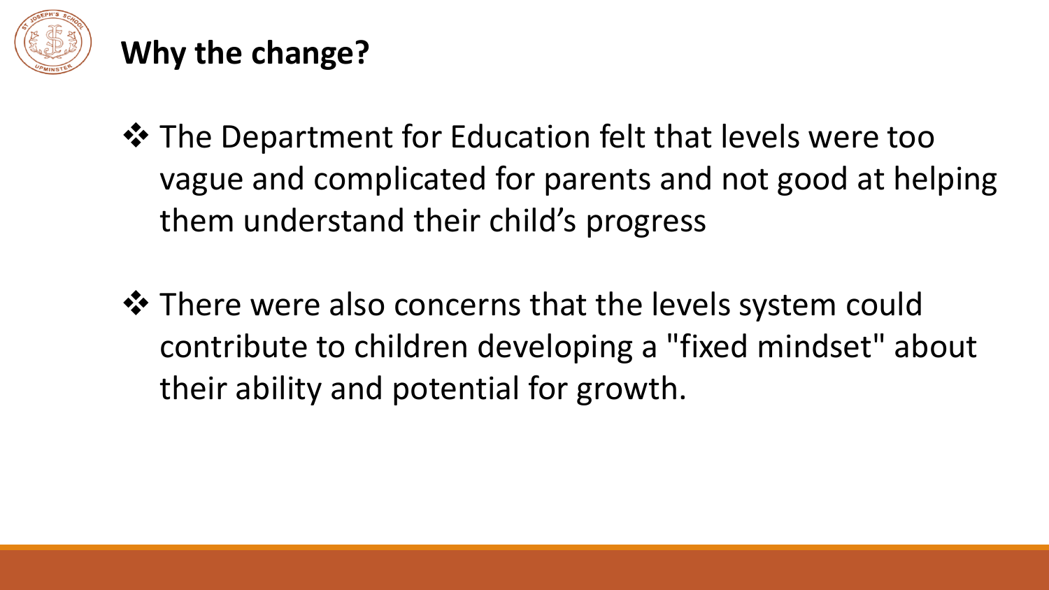## Why the change?

- The Department for Education felt that levels were too vague and complicated for parents and not good at helping them understand their child’s progress

- There were also concerns that the levels system could contribute to children developing a "fixed mindset" about their ability and potential for growth.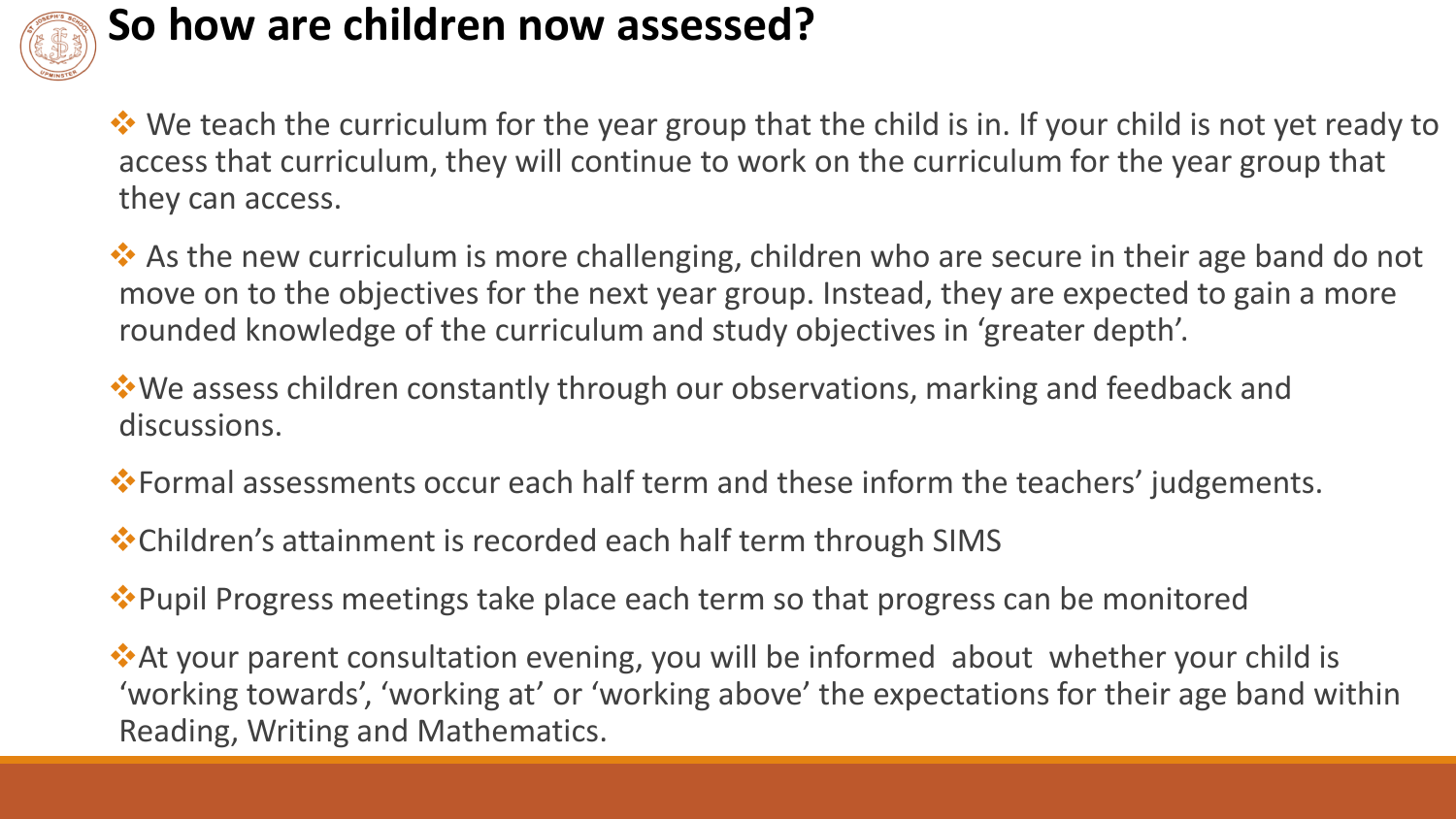# So how are children now assessed?

- We teach the curriculum for the year group that the child is in. If your child is not yet ready to access that curriculum, they will continue to work on the curriculum for the year group that they can access.
- As the new curriculum is more challenging, children who are secure in their age band do not move on to the objectives for the next year group. Instead, they are expected to gain a more rounded knowledge of the curriculum and study objectives in 'greater depth'.
- We assess children constantly through our observations, marking and feedback and discussions.
- Formal assessments occur each half term and these inform the teachers' judgements.
- Children's attainment is recorded each half term through SIMS
- Pupil Progress meetings take place each term so that progress can be monitored
- At your parent consultation evening, you will be informed about whether your child is 'working towards', 'working at' or 'working above' the expectations for their age band within Reading, Writing and Mathematics.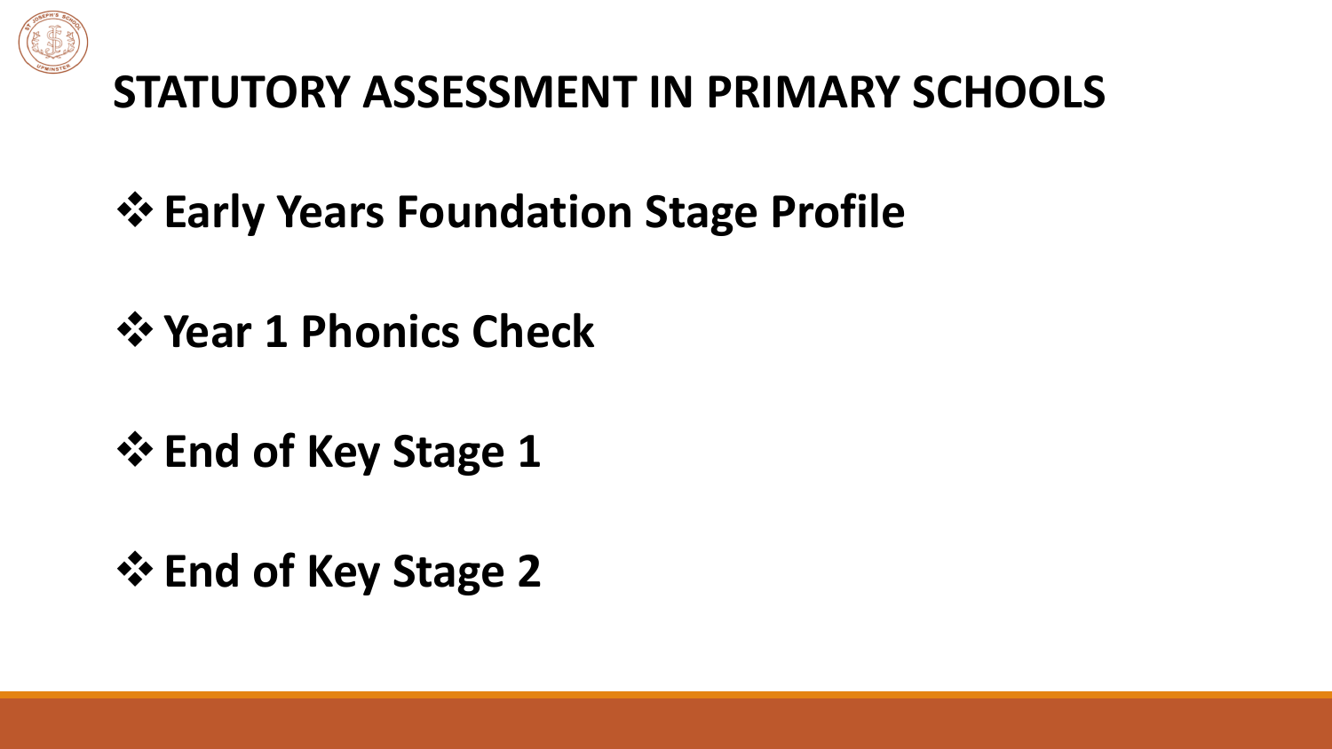# STATUTORY ASSESSMENT IN PRIMARY SCHOOLS

- **Early Years Foundation Stage Profile**
- **Year 1 Phonics Check**
- **End of Key Stage 1**
- **End of Key Stage 2**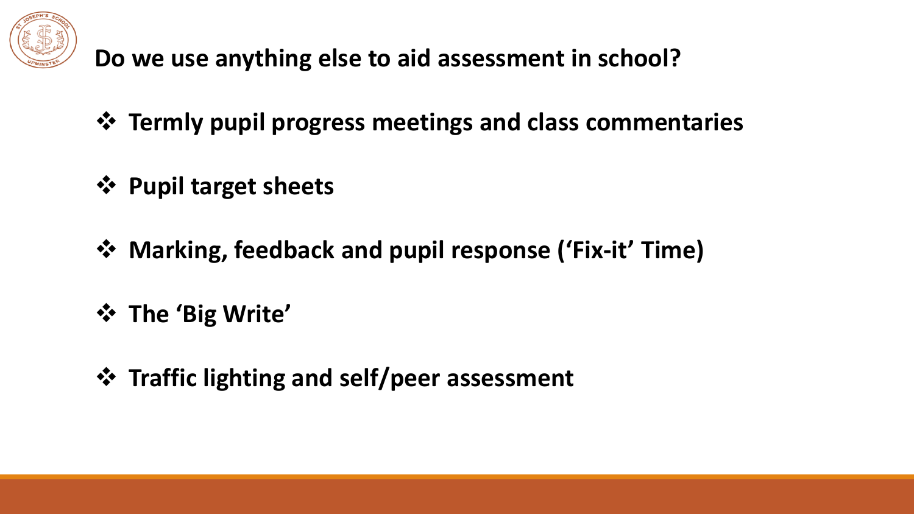## Do we use anything else to aid assessment in school?

- **Termly pupil progress meetings and class commentaries**
- **Pupil target sheets**
- **Marking, feedback and pupil response ('Fix-it' Time)**
- **The 'Big Write'**
- **Traffic lighting and self/peer assessment**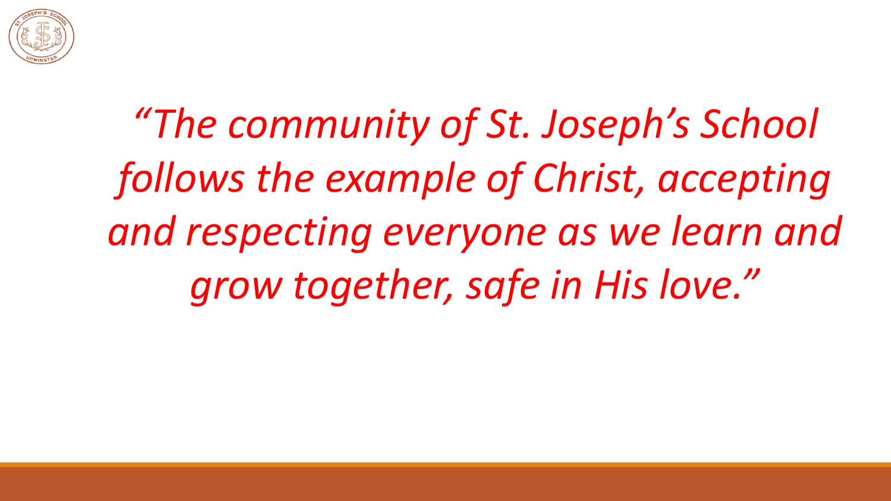*“The community of St. Joseph’s School follows the example of Christ, accepting and respecting everyone as we learn and grow together, safe in His love.”*